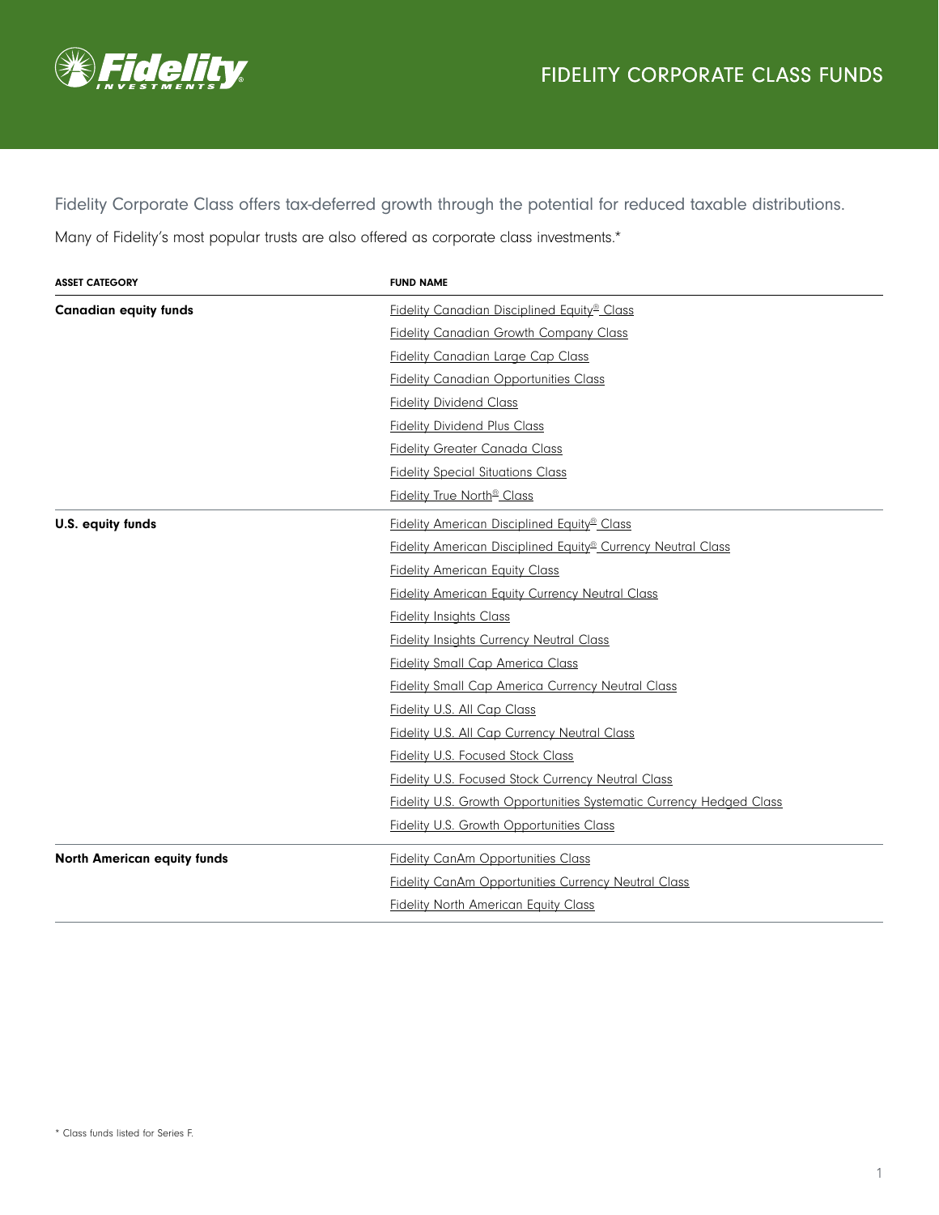# FIDELITY CORPORATE CLASS FUNDS

Fidelity Corporate Class offers tax-deferred growth through the potential for reduced taxable distributions.

Many of Fidelity's most popular trusts are also offered as corporate class investments.*

| ASSET CATEGORY | FUND NAME |
|---|---|
| **Canadian equity funds** | Fidelity Canadian Disciplined Equity® Class |
| | Fidelity Canadian Growth Company Class |
| | Fidelity Canadian Large Cap Class |
| | Fidelity Canadian Opportunities Class |
| | Fidelity Dividend Class |
| | Fidelity Dividend Plus Class |
| | Fidelity Greater Canada Class |
| | Fidelity Special Situations Class |
| | Fidelity True North® Class |
| **U.S. equity funds** | Fidelity American Disciplined Equity® Class |
| | Fidelity American Disciplined Equity® Currency Neutral Class |
| | Fidelity American Equity Class |
| | Fidelity American Equity Currency Neutral Class |
| | Fidelity Insights Class |
| | Fidelity Insights Currency Neutral Class |
| | Fidelity Small Cap America Class |
| | Fidelity Small Cap America Currency Neutral Class |
| | Fidelity U.S. All Cap Class |
| | Fidelity U.S. All Cap Currency Neutral Class |
| | Fidelity U.S. Focused Stock Class |
| | Fidelity U.S. Focused Stock Currency Neutral Class |
| | Fidelity U.S. Growth Opportunities Systematic Currency Hedged Class |
| | Fidelity U.S. Growth Opportunities Class |
| **North American equity funds** | Fidelity CanAm Opportunities Class |
| | Fidelity CanAm Opportunities Currency Neutral Class |
| | Fidelity North American Equity Class |

* Class funds listed for Series F.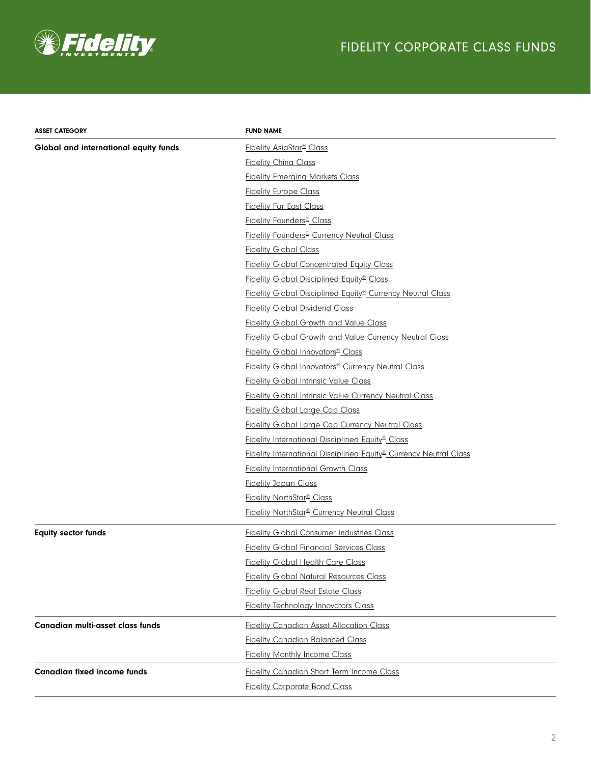# FIDELITY CORPORATE CLASS FUNDS

| ASSET CATEGORY | FUND NAME |
| --- | --- |
| **Global and international equity funds** | Fidelity AsiaStar® Class |
| | Fidelity China Class |
| | Fidelity Emerging Markets Class |
| | Fidelity Europe Class |
| | Fidelity Far East Class |
| | Fidelity Founders® Class |
| | Fidelity Founders® Currency Neutral Class |
| | Fidelity Global Class |
| | Fidelity Global Concentrated Equity Class |
| | Fidelity Global Disciplined Equity® Class |
| | Fidelity Global Disciplined Equity® Currency Neutral Class |
| | Fidelity Global Dividend Class |
| | Fidelity Global Growth and Value Class |
| | Fidelity Global Growth and Value Currency Neutral Class |
| | Fidelity Global Innovators® Class |
| | Fidelity Global Innovators® Currency Neutral Class |
| | Fidelity Global Intrinsic Value Class |
| | Fidelity Global Intrinsic Value Currency Neutral Class |
| | Fidelity Global Large Cap Class |
| | Fidelity Global Large Cap Currency Neutral Class |
| | Fidelity International Disciplined Equity® Class |
| | Fidelity International Disciplined Equity® Currency Neutral Class |
| | Fidelity International Growth Class |
| | Fidelity Japan Class |
| | Fidelity NorthStar® Class |
| | Fidelity NorthStar® Currency Neutral Class |
| **Equity sector funds** | Fidelity Global Consumer Industries Class |
| | Fidelity Global Financial Services Class |
| | Fidelity Global Health Care Class |
| | Fidelity Global Natural Resources Class |
| | Fidelity Global Real Estate Class |
| | Fidelity Technology Innovators Class |
| **Canadian multi-asset class funds** | Fidelity Canadian Asset Allocation Class |
| | Fidelity Canadian Balanced Class |
| | Fidelity Monthly Income Class |
| **Canadian fixed income funds** | Fidelity Canadian Short Term Income Class |
| | Fidelity Corporate Bond Class |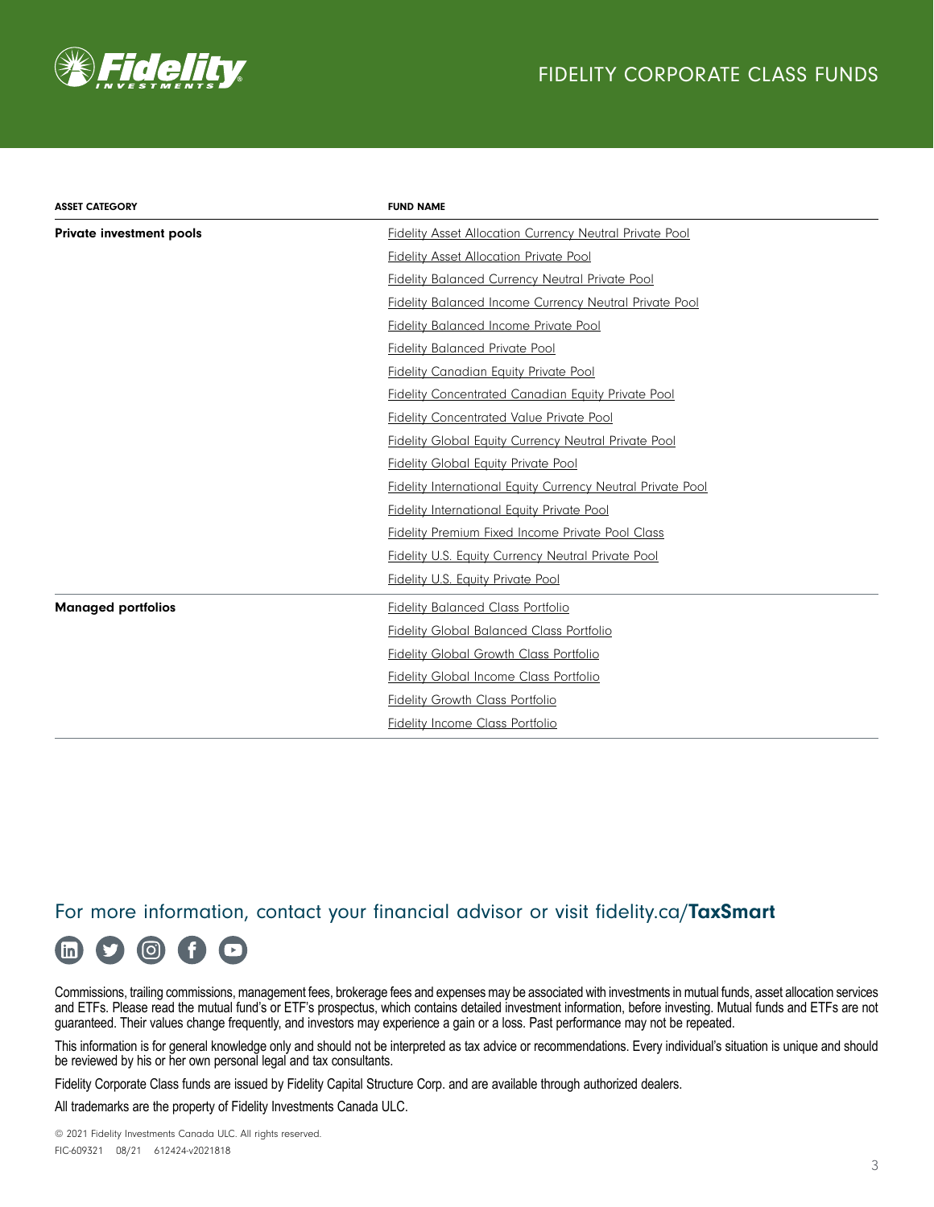| ASSET CATEGORY | FUND NAME |
|---|---|
| **Private investment pools** | Fidelity Asset Allocation Currency Neutral Private Pool |
| | Fidelity Asset Allocation Private Pool |
| | Fidelity Balanced Currency Neutral Private Pool |
| | Fidelity Balanced Income Currency Neutral Private Pool |
| | Fidelity Balanced Income Private Pool |
| | Fidelity Balanced Private Pool |
| | Fidelity Canadian Equity Private Pool |
| | Fidelity Concentrated Canadian Equity Private Pool |
| | Fidelity Concentrated Value Private Pool |
| | Fidelity Global Equity Currency Neutral Private Pool |
| | Fidelity Global Equity Private Pool |
| | Fidelity International Equity Currency Neutral Private Pool |
| | Fidelity International Equity Private Pool |
| | Fidelity Premium Fixed Income Private Pool Class |
| | Fidelity U.S. Equity Currency Neutral Private Pool |
| | Fidelity U.S. Equity Private Pool |
| **Managed portfolios** | Fidelity Balanced Class Portfolio |
| | Fidelity Global Balanced Class Portfolio |
| | Fidelity Global Growth Class Portfolio |
| | Fidelity Global Income Class Portfolio |
| | Fidelity Growth Class Portfolio |
| | Fidelity Income Class Portfolio |

## For more information, contact your financial advisor or visit fidelity.ca/**TaxSmart**

Commissions, trailing commissions, management fees, brokerage fees and expenses may be associated with investments in mutual funds, asset allocation services and ETFs. Please read the mutual fund's or ETF's prospectus, which contains detailed investment information, before investing. Mutual funds and ETFs are not guaranteed. Their values change frequently, and investors may experience a gain or a loss. Past performance may not be repeated.

This information is for general knowledge only and should not be interpreted as tax advice or recommendations. Every individual's situation is unique and should be reviewed by his or her own personal legal and tax consultants.

Fidelity Corporate Class funds are issued by Fidelity Capital Structure Corp. and are available through authorized dealers.

All trademarks are the property of Fidelity Investments Canada ULC.

© 2021 Fidelity Investments Canada ULC. All rights reserved.

FIC-609321 08/21 612424-v2021818